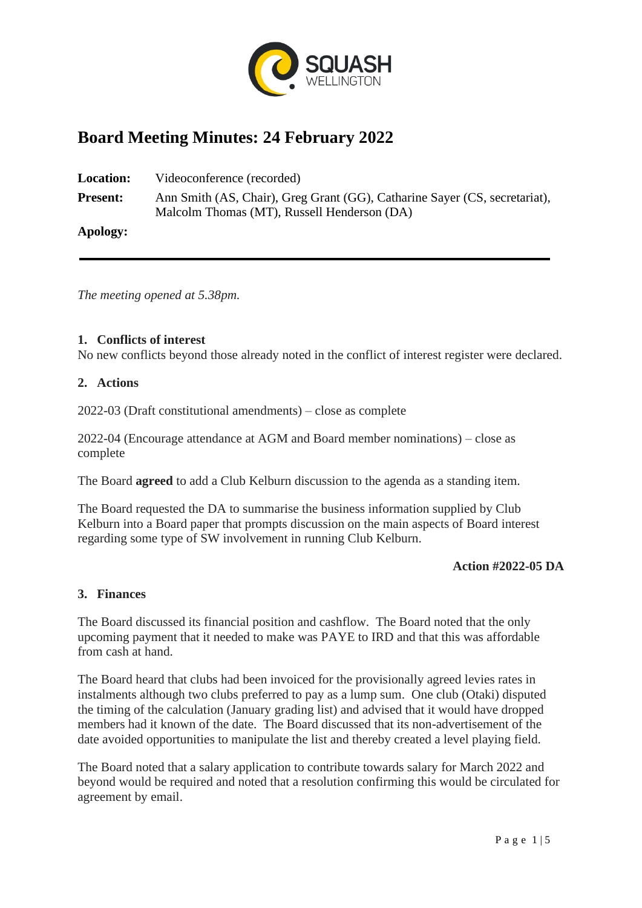SQUASH WELLINGTON

# Board Meeting Minutes: 24 February 2022

**Location:** Videoconference (recorded)

**Present:** Ann Smith (AS, Chair), Greg Grant (GG), Catharine Sayer (CS, secretariat), Malcolm Thomas (MT), Russell Henderson (DA)

**Apology:**

---

*The meeting opened at 5.38pm.*

## 1. Conflicts of interest

No new conflicts beyond those already noted in the conflict of interest register were declared.

## 2. Actions

2022-03 (Draft constitutional amendments) – close as complete

2022-04 (Encourage attendance at AGM and Board member nominations) – close as complete

The Board **agreed** to add a Club Kelburn discussion to the agenda as a standing item.

The Board requested the DA to summarise the business information supplied by Club Kelburn into a Board paper that prompts discussion on the main aspects of Board interest regarding some type of SW involvement in running Club Kelburn.

**Action #2022-05 DA**

## 3. Finances

The Board discussed its financial position and cashflow. The Board noted that the only upcoming payment that it needed to make was PAYE to IRD and that this was affordable from cash at hand.

The Board heard that clubs had been invoiced for the provisionally agreed levies rates in instalments although two clubs preferred to pay as a lump sum. One club (Otaki) disputed the timing of the calculation (January grading list) and advised that it would have dropped members had it known of the date. The Board discussed that its non-advertisement of the date avoided opportunities to manipulate the list and thereby created a level playing field.

The Board noted that a salary application to contribute towards salary for March 2022 and beyond would be required and noted that a resolution confirming this would be circulated for agreement by email.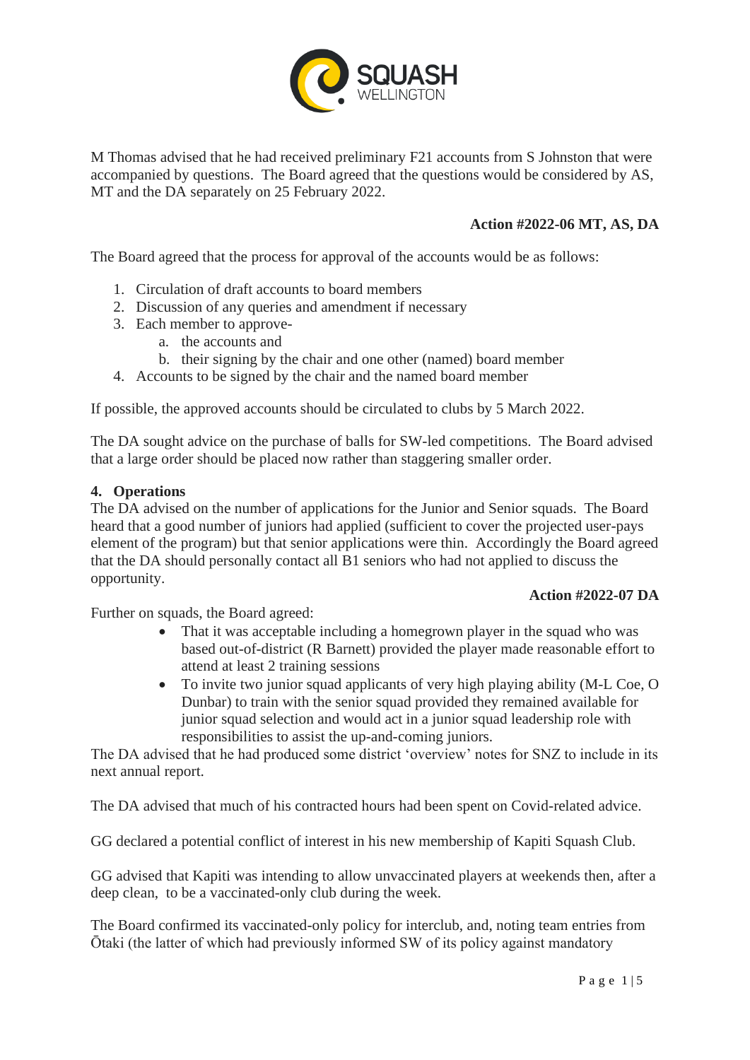M Thomas advised that he had received preliminary F21 accounts from S Johnston that were accompanied by questions. The Board agreed that the questions would be considered by AS, MT and the DA separately on 25 February 2022.

**Action #2022-06 MT, AS, DA**

The Board agreed that the process for approval of the accounts would be as follows:

1. Circulation of draft accounts to board members
2. Discussion of any queries and amendment if necessary
3. Each member to approve-
   a. the accounts and
   b. their signing by the chair and one other (named) board member
4. Accounts to be signed by the chair and the named board member

If possible, the approved accounts should be circulated to clubs by 5 March 2022.

The DA sought advice on the purchase of balls for SW-led competitions. The Board advised that a large order should be placed now rather than staggering smaller order.

**4. Operations**

The DA advised on the number of applications for the Junior and Senior squads. The Board heard that a good number of juniors had applied (sufficient to cover the projected user-pays element of the program) but that senior applications were thin. Accordingly the Board agreed that the DA should personally contact all B1 seniors who had not applied to discuss the opportunity.

**Action #2022-07 DA**

Further on squads, the Board agreed:

- That it was acceptable including a homegrown player in the squad who was based out-of-district (R Barnett) provided the player made reasonable effort to attend at least 2 training sessions
- To invite two junior squad applicants of very high playing ability (M-L Coe, O Dunbar) to train with the senior squad provided they remained available for junior squad selection and would act in a junior squad leadership role with responsibilities to assist the up-and-coming juniors.

The DA advised that he had produced some district 'overview' notes for SNZ to include in its next annual report.

The DA advised that much of his contracted hours had been spent on Covid-related advice.

GG declared a potential conflict of interest in his new membership of Kapiti Squash Club.

GG advised that Kapiti was intending to allow unvaccinated players at weekends then, after a deep clean, to be a vaccinated-only club during the week.

The Board confirmed its vaccinated-only policy for interclub, and, noting team entries from Ōtaki (the latter of which had previously informed SW of its policy against mandatory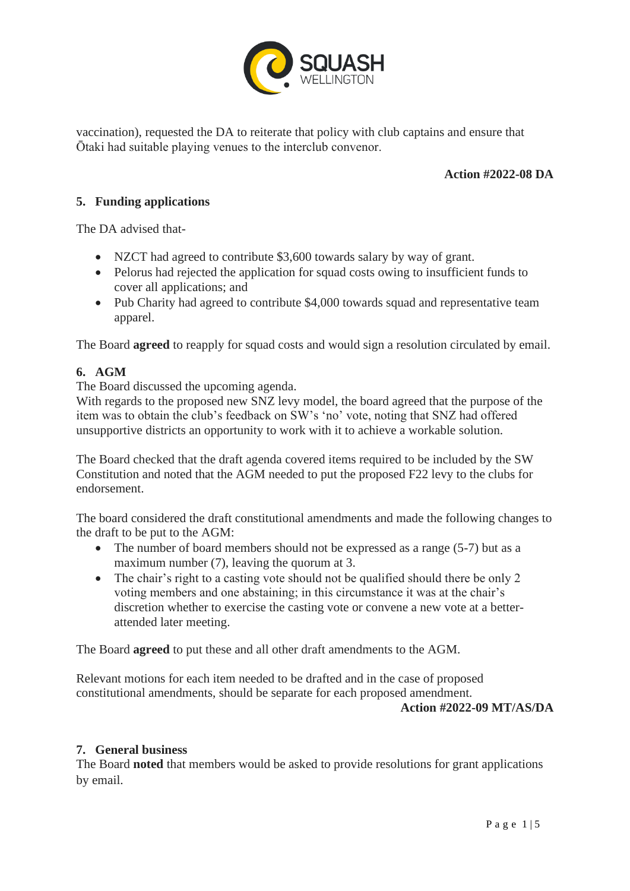vaccination), requested the DA to reiterate that policy with club captains and ensure that Ōtaki had suitable playing venues to the interclub convenor.

**Action #2022-08 DA**

## 5. Funding applications

The DA advised that-

- NZCT had agreed to contribute $3,600 towards salary by way of grant.
- Pelorus had rejected the application for squad costs owing to insufficient funds to cover all applications; and
- Pub Charity had agreed to contribute $4,000 towards squad and representative team apparel.

The Board **agreed** to reapply for squad costs and would sign a resolution circulated by email.

## 6. AGM

The Board discussed the upcoming agenda.
With regards to the proposed new SNZ levy model, the board agreed that the purpose of the item was to obtain the club's feedback on SW's 'no' vote, noting that SNZ had offered unsupportive districts an opportunity to work with it to achieve a workable solution.

The Board checked that the draft agenda covered items required to be included by the SW Constitution and noted that the AGM needed to put the proposed F22 levy to the clubs for endorsement.

The board considered the draft constitutional amendments and made the following changes to the draft to be put to the AGM:

- The number of board members should not be expressed as a range (5-7) but as a maximum number (7), leaving the quorum at 3.
- The chair's right to a casting vote should not be qualified should there be only 2 voting members and one abstaining; in this circumstance it was at the chair's discretion whether to exercise the casting vote or convene a new vote at a better-attended later meeting.

The Board **agreed** to put these and all other draft amendments to the AGM.

Relevant motions for each item needed to be drafted and in the case of proposed constitutional amendments, should be separate for each proposed amendment.

**Action #2022-09 MT/AS/DA**

## 7. General business

The Board **noted** that members would be asked to provide resolutions for grant applications by email.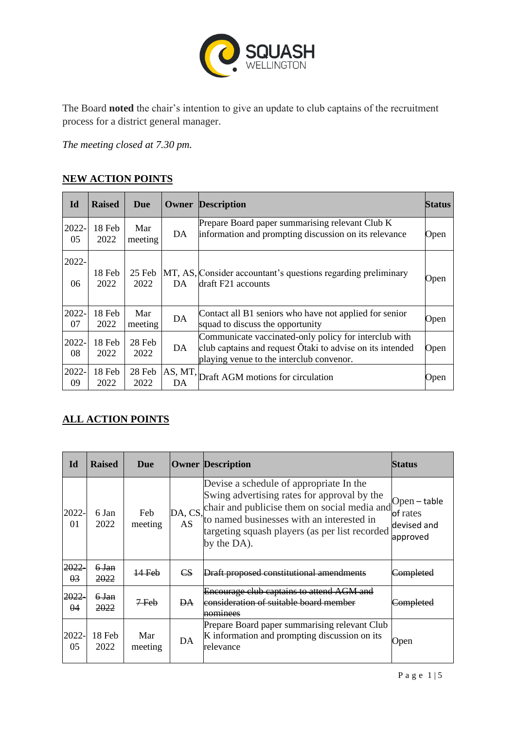The Board **noted** the chair's intention to give an update to club captains of the recruitment process for a district general manager.

*The meeting closed at 7.30 pm.*

## NEW ACTION POINTS

| Id | Raised | Due | Owner | Description | Status |
|---|---|---|---|---|---|
| 2022-05 | 18 Feb 2022 | Mar meeting | DA | Prepare Board paper summarising relevant Club K information and prompting discussion on its relevance | Open |
| 2022-06 | 18 Feb 2022 | 25 Feb 2022 | MT, AS, DA | Consider accountant's questions regarding preliminary draft F21 accounts | Open |
| 2022-07 | 18 Feb 2022 | Mar meeting | DA | Contact all B1 seniors who have not applied for senior squad to discuss the opportunity | Open |
| 2022-08 | 18 Feb 2022 | 28 Feb 2022 | DA | Communicate vaccinated-only policy for interclub with club captains and request Ōtaki to advise on its intended playing venue to the interclub convenor. | Open |
| 2022-09 | 18 Feb 2022 | 28 Feb 2022 | AS, MT, DA | Draft AGM motions for circulation | Open |

## ALL ACTION POINTS

| Id | Raised | Due | Owner | Description | Status |
|---|---|---|---|---|---|
| 2022-01 | 6 Jan 2022 | Feb meeting | DA, CS, AS | Devise a schedule of appropriate In the Swing advertising rates for approval by the chair and publicise them on social media and to named businesses with an interested in targeting squash players (as per list recorded by the DA). | Open – table of rates devised and approved |
| ~~2022-03~~ | ~~6 Jan 2022~~ | ~~14 Feb~~ | ~~CS~~ | ~~Draft proposed constitutional amendments~~ | ~~Completed~~ |
| ~~2022-04~~ | ~~6 Jan 2022~~ | ~~7 Feb~~ | ~~DA~~ | ~~Encourage club captains to attend AGM and consideration of suitable board member nominees~~ | ~~Completed~~ |
| 2022-05 | 18 Feb 2022 | Mar meeting | DA | Prepare Board paper summarising relevant Club K information and prompting discussion on its relevance | Open |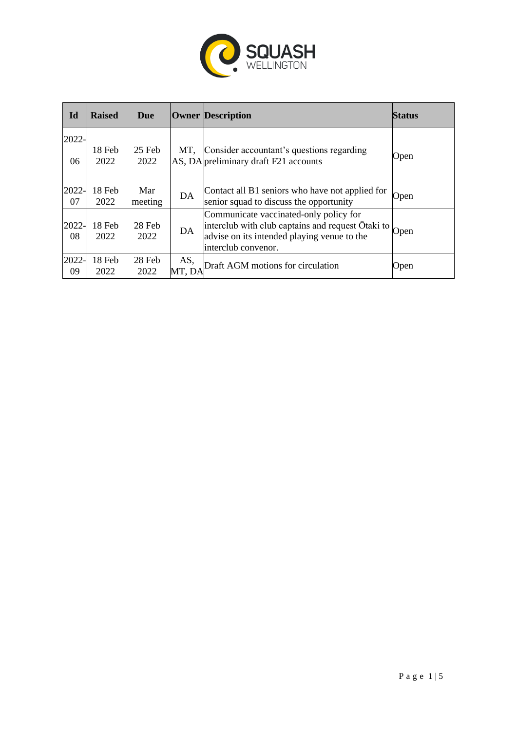| Id | Raised | Due | Owner | Description | Status |
|---|---|---|---|---|---|
| 2022-06 | 18 Feb 2022 | 25 Feb 2022 | MT, AS, DA | Consider accountant's questions regarding preliminary draft F21 accounts | Open |
| 2022-07 | 18 Feb 2022 | Mar meeting | DA | Contact all B1 seniors who have not applied for senior squad to discuss the opportunity | Open |
| 2022-08 | 18 Feb 2022 | 28 Feb 2022 | DA | Communicate vaccinated-only policy for interclub with club captains and request Ōtaki to advise on its intended playing venue to the interclub convenor. | Open |
| 2022-09 | 18 Feb 2022 | 28 Feb 2022 | AS, MT, DA | Draft AGM motions for circulation | Open |